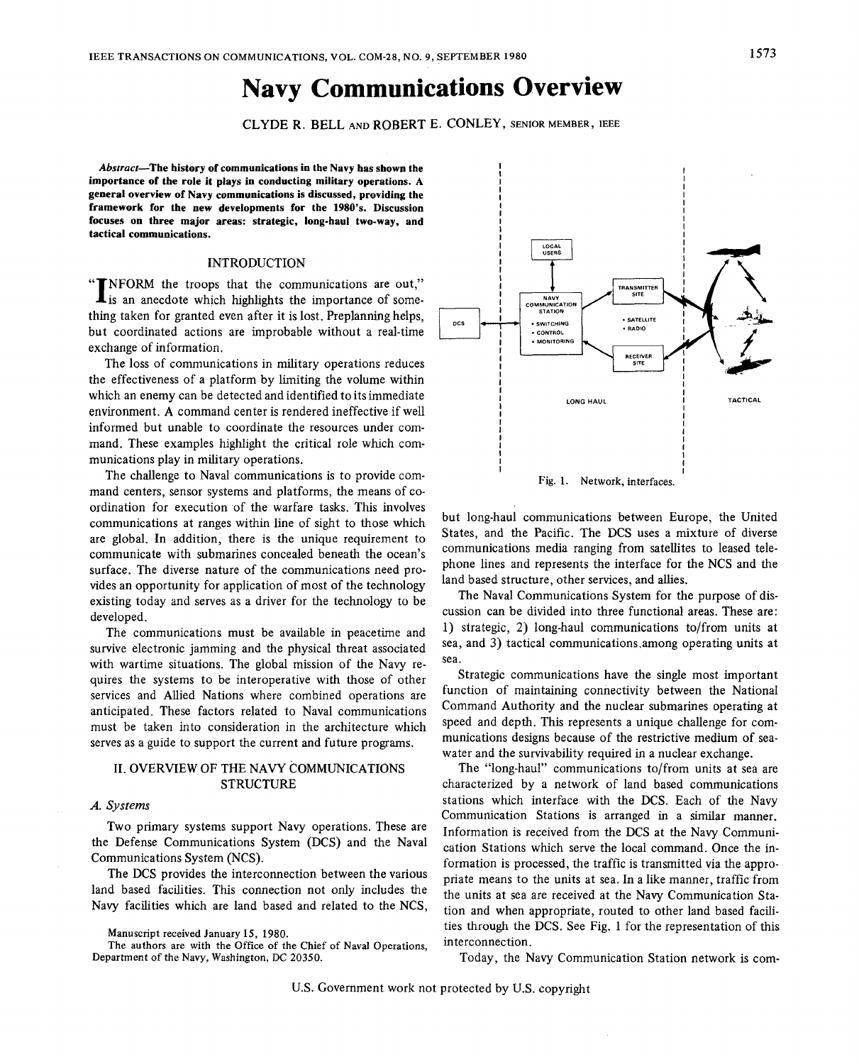# Navy Communications Overview

CLYDE R. BELL AND ROBERT E. CONLEY, SENIOR MEMBER, IEEE

***Abstract*—The history of communications in the Navy has shown the importance of the role it plays in conducting military operations. A general overview of Navy communications is discussed, providing the framework for the new developments for the 1980's. Discussion focuses on three major areas: strategic, long-haul two-way, and tactical communications.**

## INTRODUCTION

"INFORM the troops that the communications are out," is an anecdote which highlights the importance of something taken for granted even after it is lost. Preplanning helps, but coordinated actions are improbable without a real-time exchange of information.

The loss of communications in military operations reduces the effectiveness of a platform by limiting the volume within which an enemy can be detected and identified to its immediate environment. A command center is rendered ineffective if well informed but unable to coordinate the resources under command. These examples highlight the critical role which communications play in military operations.

The challenge to Naval communications is to provide command centers, sensor systems and platforms, the means of coordination for execution of the warfare tasks. This involves communications at ranges within line of sight to those which are global. In addition, there is the unique requirement to communicate with submarines concealed beneath the ocean's surface. The diverse nature of the communications need provides an opportunity for application of most of the technology existing today and serves as a driver for the technology to be developed.

The communications must be available in peacetime and survive electronic jamming and the physical threat associated with wartime situations. The global mission of the Navy requires the systems to be interoperative with those of other services and Allied Nations where combined operations are anticipated. These factors related to Naval communications must be taken into consideration in the architecture which serves as a guide to support the current and future programs.

## II. OVERVIEW OF THE NAVY COMMUNICATIONS STRUCTURE

### *A. Systems*

Two primary systems support Navy operations. These are the Defense Communications System (DCS) and the Naval Communications System (NCS).

The DCS provides the interconnection between the various land based facilities. This connection not only includes the Navy facilities which are land based and related to the NCS, but long-haul communications between Europe, the United States, and the Pacific. The DCS uses a mixture of diverse communications media ranging from satellites to leased telephone lines and represents the interface for the NCS and the land based structure, other services, and allies.

Manuscript received January 15, 1980.

The authors are with the Office of the Chief of Naval Operations, Department of the Navy, Washington, DC 20350.

LOCAL USERS

DCS

NAVY COMMUNICATION STATION
• SWITCHING
• CONTROL
• MONITORING

TRANSMITTER SITE

• SATELLITE
• RADIO

RECEIVER SITE

LONG HAUL

TACTICAL

Fig. 1. Network, interfaces.

The Naval Communications System for the purpose of discussion can be divided into three functional areas. These are: 1) strategic, 2) long-haul communications to/from units at sea, and 3) tactical communications among operating units at sea.

Strategic communications have the single most important function of maintaining connectivity between the National Command Authority and the nuclear submarines operating at speed and depth. This represents a unique challenge for communications designs because of the restrictive medium of seawater and the survivability required in a nuclear exchange.

The "long-haul" communications to/from units at sea are characterized by a network of land based communications stations which interface with the DCS. Each of the Navy Communication Stations is arranged in a similar manner. Information is received from the DCS at the Navy Communication Stations which serve the local command. Once the information is processed, the traffic is transmitted via the appropriate means to the units at sea. In a like manner, traffic from the units at sea are received at the Navy Communication Station and when appropriate, routed to other land based facilities through the DCS. See Fig. 1 for the representation of this interconnection.

Today, the Navy Communication Station network is com-

U.S. Government work not protected by U.S. copyright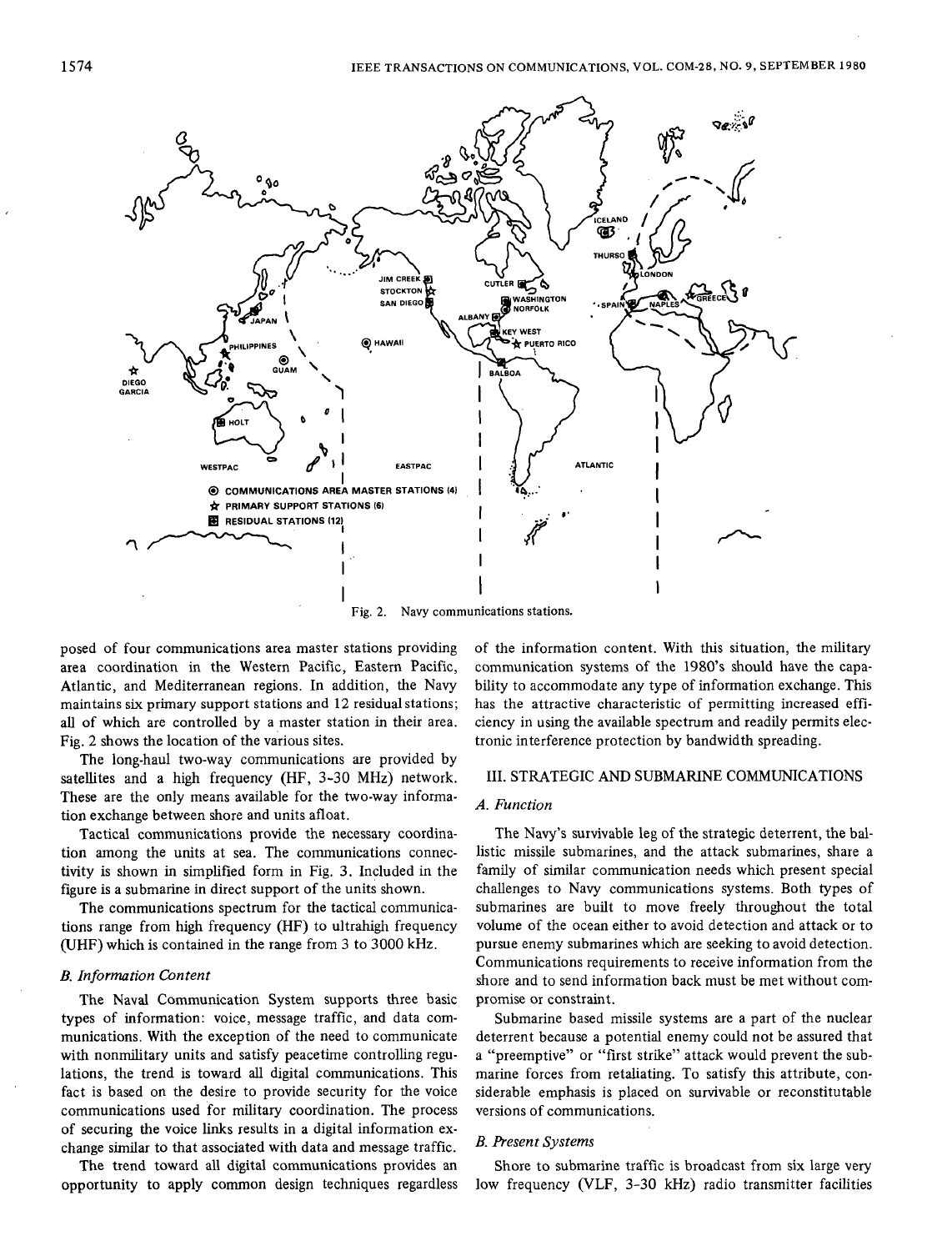WESTPAC

EASTPAC

ATLANTIC

COMMUNICATIONS AREA MASTER STATIONS (4)

PRIMARY SUPPORT STATIONS (6)

RESIDUAL STATIONS (12)

JIM CREEK

STOCKTON

SAN DIEGO

CUTLER

WASHINGTON

NORFOLK

ALBANY

KEY WEST

PUERTO RICO

BALBOA

HAWAII

JAPAN

PHILIPPINES

GUAM

DIEGO GARCIA

HOLT

ICELAND

THURSO

LONDON

SPAIN

NAPLES

GREECE

Fig. 2. Navy communications stations.

posed of four communications area master stations providing area coordination in the Western Pacific, Eastern Pacific, Atlantic, and Mediterranean regions. In addition, the Navy maintains six primary support stations and 12 residual stations; all of which are controlled by a master station in their area. Fig. 2 shows the location of the various sites.

The long-haul two-way communications are provided by satellites and a high frequency (HF, 3-30 MHz) network. These are the only means available for the two-way information exchange between shore and units afloat.

Tactical communications provide the necessary coordination among the units at sea. The communications connectivity is shown in simplified form in Fig. 3. Included in the figure is a submarine in direct support of the units shown.

The communications spectrum for the tactical communications range from high frequency (HF) to ultrahigh frequency (UHF) which is contained in the range from 3 to 3000 kHz.

### *B. Information Content*

The Naval Communication System supports three basic types of information: voice, message traffic, and data communications. With the exception of the need to communicate with nonmilitary units and satisfy peacetime controlling regulations, the trend is toward all digital communications. This fact is based on the desire to provide security for the voice communications used for military coordination. The process of securing the voice links results in a digital information exchange similar to that associated with data and message traffic.

The trend toward all digital communications provides an opportunity to apply common design techniques regardless of the information content. With this situation, the military communication systems of the 1980's should have the capability to accommodate any type of information exchange. This has the attractive characteristic of permitting increased efficiency in using the available spectrum and readily permits electronic interference protection by bandwidth spreading.

## III. STRATEGIC AND SUBMARINE COMMUNICATIONS

### *A. Function*

The Navy's survivable leg of the strategic deterrent, the ballistic missile submarines, and the attack submarines, share a family of similar communication needs which present special challenges to Navy communications systems. Both types of submarines are built to move freely throughout the total volume of the ocean either to avoid detection and attack or to pursue enemy submarines which are seeking to avoid detection. Communications requirements to receive information from the shore and to send information back must be met without compromise or constraint.

Submarine based missile systems are a part of the nuclear deterrent because a potential enemy could not be assured that a "preemptive" or "first strike" attack would prevent the submarine forces from retaliating. To satisfy this attribute, considerable emphasis is placed on survivable or reconstitutable versions of communications.

### *B. Present Systems*

Shore to submarine traffic is broadcast from six large very low frequency (VLF, 3-30 kHz) radio transmitter facilities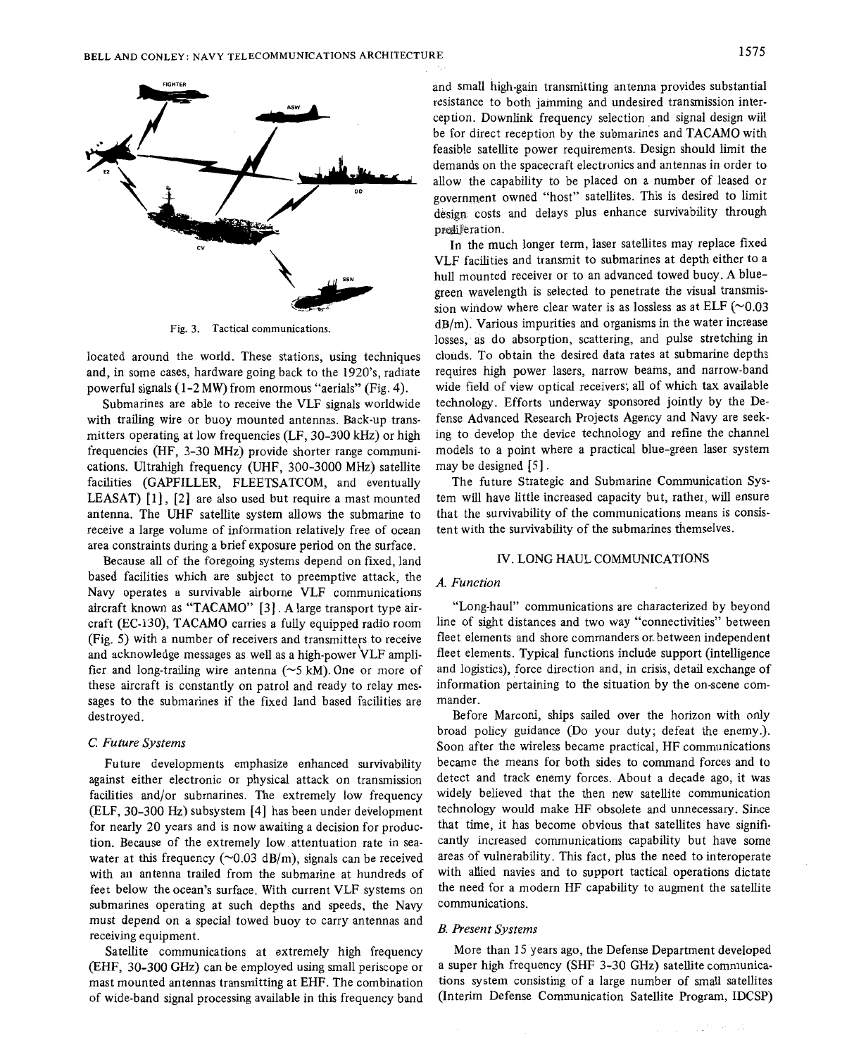FIGHTER

ASW

E2

DD

CV

SSN

Fig. 3. Tactical communications.

located around the world. These stations, using techniques and, in some cases, hardware going back to the 1920's, radiate powerful signals (1-2 MW) from enormous "aerials" (Fig. 4).

Submarines are able to receive the VLF signals worldwide with trailing wire or buoy mounted antennas. Back-up transmitters operating at low frequencies (LF, 30-300 kHz) or high frequencies (HF, 3-30 MHz) provide shorter range communications. Ultrahigh frequency (UHF, 300-3000 MHz) satellite facilities (GAPFILLER, FLEETSATCOM, and eventually LEASAT) [1], [2] are also used but require a mast mounted antenna. The UHF satellite system allows the submarine to receive a large volume of information relatively free of ocean area constraints during a brief exposure period on the surface.

Because all of the foregoing systems depend on fixed, land based facilities which are subject to preemptive attack, the Navy operates a survivable airborne VLF communications aircraft known as "TACAMO" [3]. A large transport type aircraft (EC-130), TACAMO carries a fully equipped radio room (Fig. 5) with a number of receivers and transmitters to receive and acknowledge messages as well as a high-power VLF amplifier and long-trailing wire antenna (~5 kM). One or more of these aircraft is constantly on patrol and ready to relay messages to the submarines if the fixed land based facilities are destroyed.

### *C. Future Systems*

Future developments emphasize enhanced survivability against either electronic or physical attack on transmission facilities and/or submarines. The extremely low frequency (ELF, 30-300 Hz) subsystem [4] has been under development for nearly 20 years and is now awaiting a decision for production. Because of the extremely low attentuation rate in seawater at this frequency (~0.03 dB/m), signals can be received with an antenna trailed from the submarine at hundreds of feet below the ocean's surface. With current VLF systems on submarines operating at such depths and speeds, the Navy must depend on a special towed buoy to carry antennas and receiving equipment.

Satellite communications at extremely high frequency (EHF, 30-300 GHz) can be employed using small periscope or mast mounted antennas transmitting at EHF. The combination of wide-band signal processing available in this frequency band and small high-gain transmitting antenna provides substantial resistance to both jamming and undesired transmission interception. Downlink frequency selection and signal design will be for direct reception by the submarines and TACAMO with feasible satellite power requirements. Design should limit the demands on the spacecraft electronics and antennas in order to allow the capability to be placed on a number of leased or government owned "host" satellites. This is desired to limit design costs and delays plus enhance survivability through proliferation.

In the much longer term, laser satellites may replace fixed VLF facilities and transmit to submarines at depth either to a hull mounted receiver or to an advanced towed buoy. A blue-green wavelength is selected to penetrate the visual transmission window where clear water is as lossless as at ELF (~0.03 dB/m). Various impurities and organisms in the water increase losses, as do absorption, scattering, and pulse stretching in clouds. To obtain the desired data rates at submarine depths requires high power lasers, narrow beams, and narrow-band wide field of view optical receivers; all of which tax available technology. Efforts underway sponsored jointly by the Defense Advanced Research Projects Agency and Navy are seeking to develop the device technology and refine the channel models to a point where a practical blue-green laser system may be designed [5].

The future Strategic and Submarine Communication System will have little increased capacity but, rather, will ensure that the survivability of the communications means is consistent with the survivability of the submarines themselves.

## IV. LONG HAUL COMMUNICATIONS

### *A. Function*

"Long-haul" communications are characterized by beyond line of sight distances and two way "connectivities" between fleet elements and shore commanders or between independent fleet elements. Typical functions include support (intelligence and logistics), force direction and, in crisis, detail exchange of information pertaining to the situation by the on-scene commander.

Before Marconi, ships sailed over the horizon with only broad policy guidance (Do your duty; defeat the enemy.). Soon after the wireless became practical, HF communications became the means for both sides to command forces and to detect and track enemy forces. About a decade ago, it was widely believed that the then new satellite communication technology would make HF obsolete and unnecessary. Since that time, it has become obvious that satellites have significantly increased communications capability but have some areas of vulnerability. This fact, plus the need to interoperate with allied navies and to support tactical operations dictate the need for a modern HF capability to augment the satellite communications.

### *B. Present Systems*

More than 15 years ago, the Defense Department developed a super high frequency (SHF 3-30 GHz) satellite communications system consisting of a large number of small satellites (Interim Defense Communication Satellite Program, IDCSP)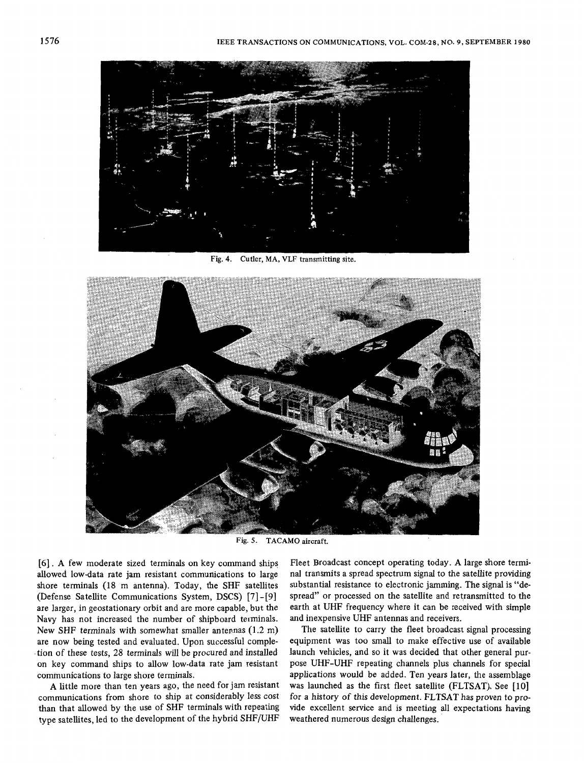Fig. 4. Cutler, MA, VLF transmitting site.

Fig. 5. TACAMO aircraft.

[6]. A few moderate sized terminals on key command ships allowed low-data rate jam resistant communications to large shore terminals (18 m antenna). Today, the SHF satellites (Defense Satellite Communications System, DSCS) [7]-[9] are larger, in geostationary orbit and are more capable, but the Navy has not increased the number of shipboard terminals. New SHF terminals with somewhat smaller antennas (1.2 m) are now being tested and evaluated. Upon successful completion of these tests, 28 terminals will be procured and installed on key command ships to allow low-data rate jam resistant communications to large shore terminals.

A little more than ten years ago, the need for jam resistant communications from shore to ship at considerably less cost than that allowed by the use of SHF terminals with repeating type satellites, led to the development of the hybrid SHF/UHF Fleet Broadcast concept operating today. A large shore terminal transmits a spread spectrum signal to the satellite providing substantial resistance to electronic jamming. The signal is "despread" or processed on the satellite and retransmitted to the earth at UHF frequency where it can be received with simple and inexpensive UHF antennas and receivers.

The satellite to carry the fleet broadcast signal processing equipment was too small to make effective use of available launch vehicles, and so it was decided that other general purpose UHF-UHF repeating channels plus channels for special applications would be added. Ten years later, the assemblage was launched as the first fleet satellite (FLTSAT). See [10] for a history of this development. FLTSAT has proven to provide excellent service and is meeting all expectations having weathered numerous design challenges.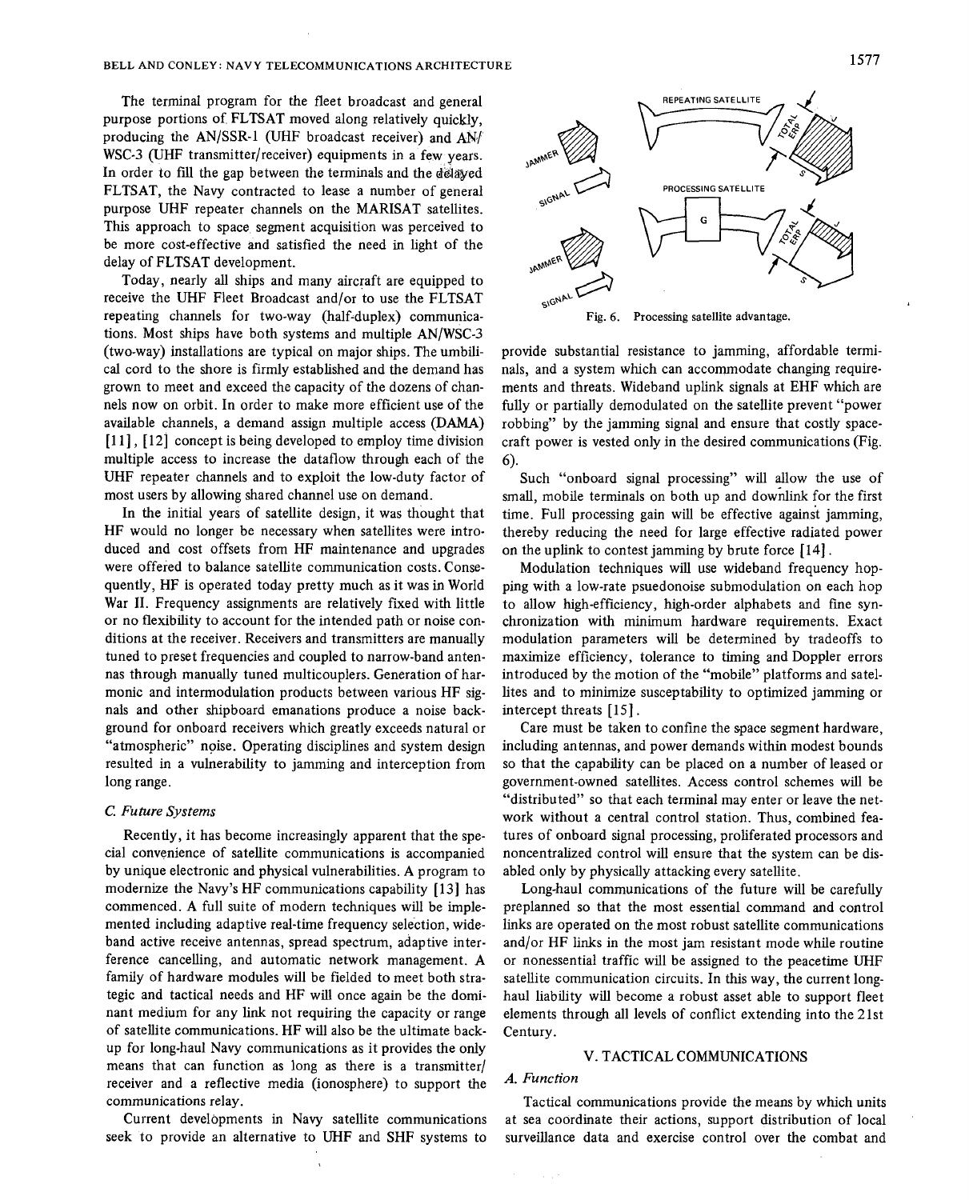The terminal program for the fleet broadcast and general purpose portions of FLTSAT moved along relatively quickly, producing the AN/SSR-1 (UHF broadcast receiver) and AN/WSC-3 (UHF transmitter/receiver) equipments in a few years. In order to fill the gap between the terminals and the delayed FLTSAT, the Navy contracted to lease a number of general purpose UHF repeater channels on the MARISAT satellites. This approach to space segment acquisition was perceived to be more cost-effective and satisfied the need in light of the delay of FLTSAT development.

Today, nearly all ships and many aircraft are equipped to receive the UHF Fleet Broadcast and/or to use the FLTSAT repeating channels for two-way (half-duplex) communications. Most ships have both systems and multiple AN/WSC-3 (two-way) installations are typical on major ships. The umbilical cord to the shore is firmly established and the demand has grown to meet and exceed the capacity of the dozens of channels now on orbit. In order to make more efficient use of the available channels, a demand assign multiple access (DAMA) [11], [12] concept is being developed to employ time division multiple access to increase the dataflow through each of the UHF repeater channels and to exploit the low-duty factor of most users by allowing shared channel use on demand.

In the initial years of satellite design, it was thought that HF would no longer be necessary when satellites were introduced and cost offsets from HF maintenance and upgrades were offered to balance satellite communication costs. Consequently, HF is operated today pretty much as it was in World War II. Frequency assignments are relatively fixed with little or no flexibility to account for the intended path or noise conditions at the receiver. Receivers and transmitters are manually tuned to preset frequencies and coupled to narrow-band antennas through manually tuned multicouplers. Generation of harmonic and intermodulation products between various HF signals and other shipboard emanations produce a noise background for onboard receivers which greatly exceeds natural or "atmospheric" noise. Operating disciplines and system design resulted in a vulnerability to jamming and interception from long range.

### *C. Future Systems*

Recently, it has become increasingly apparent that the special convenience of satellite communications is accompanied by unique electronic and physical vulnerabilities. A program to modernize the Navy's HF communications capability [13] has commenced. A full suite of modern techniques will be implemented including adaptive real-time frequency selection, wideband active receive antennas, spread spectrum, adaptive interference cancelling, and automatic network management. A family of hardware modules will be fielded to meet both strategic and tactical needs and HF will once again be the dominant medium for any link not requiring the capacity or range of satellite communications. HF will also be the ultimate backup for long-haul Navy communications as it provides the only means that can function as long as there is a transmitter/receiver and a reflective media (ionosphere) to support the communications relay.

Current developments in Navy satellite communications seek to provide an alternative to UHF and SHF systems to provide substantial resistance to jamming, affordable terminals, and a system which can accommodate changing requirements and threats. Wideband uplink signals at EHF which are fully or partially demodulated on the satellite prevent "power robbing" by the jamming signal and ensure that costly spacecraft power is vested only in the desired communications (Fig. 6).

REPEATING SATELLITE

PROCESSING SATELLITE

G

JAMMER

SIGNAL

TOTAL ERP

J

S

Fig. 6. Processing satellite advantage.

Such "onboard signal processing" will allow the use of small, mobile terminals on both up and downlink for the first time. Full processing gain will be effective against jamming, thereby reducing the need for large effective radiated power on the uplink to contest jamming by brute force [14].

Modulation techniques will use wideband frequency hopping with a low-rate psuedonoise submodulation on each hop to allow high-efficiency, high-order alphabets and fine synchronization with minimum hardware requirements. Exact modulation parameters will be determined by tradeoffs to maximize efficiency, tolerance to timing and Doppler errors introduced by the motion of the "mobile" platforms and satellites and to minimize susceptability to optimized jamming or intercept threats [15].

Care must be taken to confine the space segment hardware, including antennas, and power demands within modest bounds so that the capability can be placed on a number of leased or government-owned satellites. Access control schemes will be "distributed" so that each terminal may enter or leave the network without a central control station. Thus, combined features of onboard signal processing, proliferated processors and noncentralized control will ensure that the system can be disabled only by physically attacking every satellite.

Long-haul communications of the future will be carefully preplanned so that the most essential command and control links are operated on the most robust satellite communications and/or HF links in the most jam resistant mode while routine or nonessential traffic will be assigned to the peacetime UHF satellite communication circuits. In this way, the current long-haul liability will become a robust asset able to support fleet elements through all levels of conflict extending into the 21st Century.

## V. TACTICAL COMMUNICATIONS

### *A. Function*

Tactical communications provide the means by which units at sea coordinate their actions, support distribution of local surveillance data and exercise control over the combat and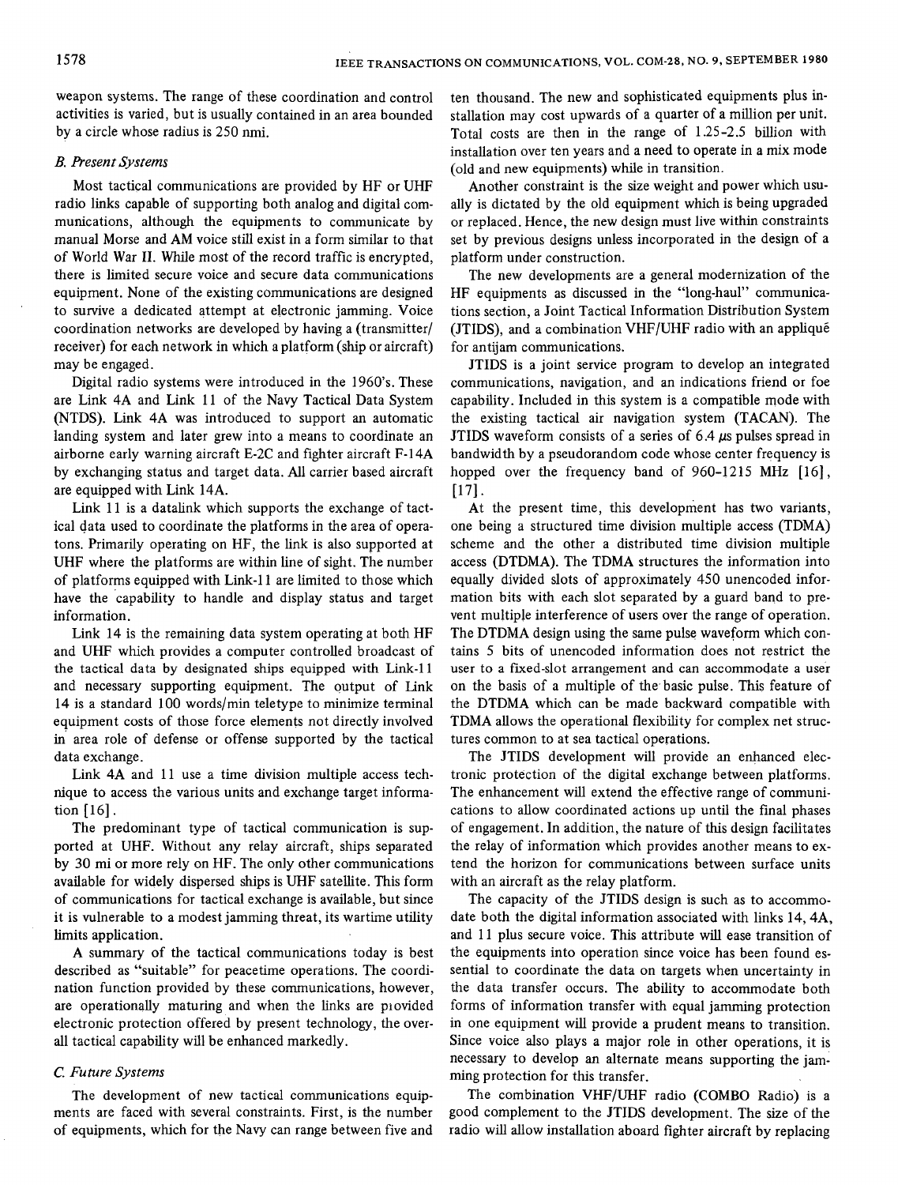weapon systems. The range of these coordination and control activities is varied, but is usually contained in an area bounded by a circle whose radius is 250 nmi.

### *B. Present Systems*

Most tactical communications are provided by HF or UHF radio links capable of supporting both analog and digital communications, although the equipments to communicate by manual Morse and AM voice still exist in a form similar to that of World War II. While most of the record traffic is encrypted, there is limited secure voice and secure data communications equipment. None of the existing communications are designed to survive a dedicated attempt at electronic jamming. Voice coordination networks are developed by having a (transmitter/receiver) for each network in which a platform (ship or aircraft) may be engaged.

Digital radio systems were introduced in the 1960's. These are Link 4A and Link 11 of the Navy Tactical Data System (NTDS). Link 4A was introduced to support an automatic landing system and later grew into a means to coordinate an airborne early warning aircraft E-2C and fighter aircraft F-14A by exchanging status and target data. All carrier based aircraft are equipped with Link 14A.

Link 11 is a datalink which supports the exchange of tactical data used to coordinate the platforms in the area of operatons. Primarily operating on HF, the link is also supported at UHF where the platforms are within line of sight. The number of platforms equipped with Link-11 are limited to those which have the capability to handle and display status and target information.

Link 14 is the remaining data system operating at both HF and UHF which provides a computer controlled broadcast of the tactical data by designated ships equipped with Link-11 and necessary supporting equipment. The output of Link 14 is a standard 100 words/min teletype to minimize terminal equipment costs of those force elements not directly involved in area role of defense or offense supported by the tactical data exchange.

Link 4A and 11 use a time division multiple access technique to access the various units and exchange target information [16].

The predominant type of tactical communication is supported at UHF. Without any relay aircraft, ships separated by 30 mi or more rely on HF. The only other communications available for widely dispersed ships is UHF satellite. This form of communications for tactical exchange is available, but since it is vulnerable to a modest jamming threat, its wartime utility limits application.

A summary of the tactical communications today is best described as "suitable" for peacetime operations. The coordination function provided by these communications, however, are operationally maturing and when the links are provided electronic protection offered by present technology, the overall tactical capability will be enhanced markedly.

### *C. Future Systems*

The development of new tactical communications equipments are faced with several constraints. First, is the number of equipments, which for the Navy can range between five and ten thousand. The new and sophisticated equipments plus installation may cost upwards of a quarter of a million per unit. Total costs are then in the range of 1.25-2.5 billion with installation over ten years and a need to operate in a mix mode (old and new equipments) while in transition.

Another constraint is the size weight and power which usually is dictated by the old equipment which is being upgraded or replaced. Hence, the new design must live within constraints set by previous designs unless incorporated in the design of a platform under construction.

The new developments are a general modernization of the HF equipments as discussed in the "long-haul" communications section, a Joint Tactical Information Distribution System (JTIDS), and a combination VHF/UHF radio with an appliqué for antijam communications.

JTIDS is a joint service program to develop an integrated communications, navigation, and an indications friend or foe capability. Included in this system is a compatible mode with the existing tactical air navigation system (TACAN). The JTIDS waveform consists of a series of 6.4 $\mu$s pulses spread in bandwidth by a pseudorandom code whose center frequency is hopped over the frequency band of 960-1215 MHz [16], [17].

At the present time, this development has two variants, one being a structured time division multiple access (TDMA) scheme and the other a distributed time division multiple access (DTDMA). The TDMA structures the information into equally divided slots of approximately 450 unencoded information bits with each slot separated by a guard band to prevent multiple interference of users over the range of operation. The DTDMA design using the same pulse waveform which contains 5 bits of unencoded information does not restrict the user to a fixed-slot arrangement and can accommodate a user on the basis of a multiple of the basic pulse. This feature of the DTDMA which can be made backward compatible with TDMA allows the operational flexibility for complex net structures common to at sea tactical operations.

The JTIDS development will provide an enhanced electronic protection of the digital exchange between platforms. The enhancement will extend the effective range of communications to allow coordinated actions up until the final phases of engagement. In addition, the nature of this design facilitates the relay of information which provides another means to extend the horizon for communications between surface units with an aircraft as the relay platform.

The capacity of the JTIDS design is such as to accommodate both the digital information associated with links 14, 4A, and 11 plus secure voice. This attribute will ease transition of the equipments into operation since voice has been found essential to coordinate the data on targets when uncertainty in the data transfer occurs. The ability to accommodate both forms of information transfer with equal jamming protection in one equipment will provide a prudent means to transition. Since voice also plays a major role in other operations, it is necessary to develop an alternate means supporting the jamming protection for this transfer.

The combination VHF/UHF radio (COMBO Radio) is a good complement to the JTIDS development. The size of the radio will allow installation aboard fighter aircraft by replacing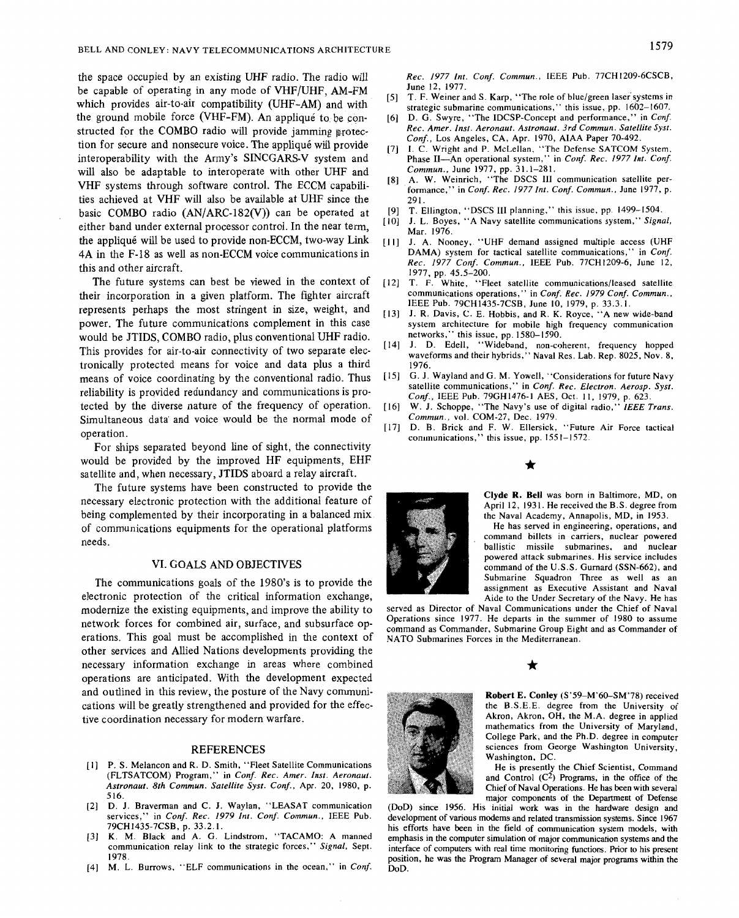the space occupied by an existing UHF radio. The radio will be capable of operating in any mode of VHF/UHF, AM-FM which provides air-to-air compatibility (UHF-AM) and with the ground mobile force (VHF-FM). An appliqué to be constructed for the COMBO radio will provide jamming protection for secure and nonsecure voice. The appliqué will provide interoperability with the Army's SINCGARS-V system and will also be adaptable to interoperate with other UHF and VHF systems through software control. The ECCM capabilities achieved at VHF will also be available at UHF since the basic COMBO radio (AN/ARC-182(V)) can be operated at either band under external processor control. In the near term, the appliqué will be used to provide non-ECCM, two-way Link 4A in the F-18 as well as non-ECCM voice communications in this and other aircraft.

The future systems can best be viewed in the context of their incorporation in a given platform. The fighter aircraft represents perhaps the most stringent in size, weight, and power. The future communications complement in this case would be JTIDS, COMBO radio, plus conventional UHF radio. This provides for air-to-air connectivity of two separate electronically protected means for voice and data plus a third means of voice coordinating by the conventional radio. Thus reliability is provided redundancy and communications is protected by the diverse nature of the frequency of operation. Simultaneous data and voice would be the normal mode of operation.

For ships separated beyond line of sight, the connectivity would be provided by the improved HF equipments, EHF satellite and, when necessary, JTIDS aboard a relay aircraft.

The future systems have been constructed to provide the necessary electronic protection with the additional feature of being complemented by their incorporating in a balanced mix of communications equipments for the operational platforms needs.

## VI. Goals and Objectives

The communications goals of the 1980's is to provide the electronic protection of the critical information exchange, modernize the existing equipments, and improve the ability to network forces for combined air, surface, and subsurface operations. This goal must be accomplished in the context of other services and Allied Nations developments providing the necessary information exchange in areas where combined operations are anticipated. With the development expected and outlined in this review, the posture of the Navy communications will be greatly strengthened and provided for the effective coordination necessary for modern warfare.

## References

[1] P. S. Melancon and R. D. Smith, "Fleet Satellite Communications (FLTSATCOM) Program," in *Conf. Rec. Amer. Inst. Aeronaut. Astronaut. 8th Commun. Satellite Syst. Conf.*, Apr. 20, 1980, p. 516.

[2] D. J. Braverman and C. J. Waylan, "LEASAT communication services," in *Conf. Rec. 1979 Int. Conf. Commun.*, IEEE Pub. 79CH1435-7CSB, p. 33.2.1.

[3] K. M. Black and A. G. Lindstrom, "TACAMO: A manned communication relay link to the strategic forces," *Signal*, Sept. 1978.

[4] M. L. Burrows, "ELF communications in the ocean," in *Conf. Rec. 1977 Int. Conf. Commun.*, IEEE Pub. 77CH1209-6CSCB, June 12, 1977.

[5] T. F. Weiner and S. Karp, "The role of blue/green laser systems in strategic submarine communications," this issue, pp. 1602–1607.

[6] D. G. Swyre, "The IDCSP-Concept and performance," in *Conf. Rec. Amer. Inst. Aeronaut. Astronaut. 3rd Commun. Satellite Syst. Conf.*, Los Angeles, CA, Apr. 1970, AIAA Paper 70-492.

[7] I. C. Wright and P. McLellan, "The Defense SATCOM System, Phase II—An operational system," in *Conf. Rec. 1977 Int. Conf. Commun.*, June 1977, pp. 31.1–281.

[8] A. W. Weinrich, "The DSCS III communication satellite performance," in *Conf. Rec. 1977 Int. Conf. Commun.*, June 1977, p. 291.

[9] T. Ellington, "DSCS III planning," this issue, pp. 1499–1504.

[10] J. L. Boyes, "A Navy satellite communications system," *Signal*, Mar. 1976.

[11] J. A. Nooney, "UHF demand assigned multiple access (UHF DAMA) system for tactical satellite communications," in *Conf. Rec. 1977 Conf. Commun.*, IEEE Pub. 77CH1209-6, June 12, 1977, pp. 45.5–200.

[12] T. F. White, "Fleet satellite communications/leased satellite communications operations," in *Conf. Rec. 1979 Conf. Commun.*, IEEE Pub. 79CH1435-7CSB, June 10, 1979, p. 33.3.1.

[13] J. R. Davis, C. E. Hobbis, and R. K. Royce, "A new wide-band system architecture for mobile high frequency communication networks," this issue, pp. 1580–1590.

[14] J. D. Edell, "Wideband, non-coherent, frequency hopped waveforms and their hybrids," Naval Res. Lab. Rep. 8025, Nov. 8, 1976.

[15] G. J. Wayland and G. M. Yowell, "Considerations for future Navy satellite communications," in *Conf. Rec. Electron. Aerosp. Syst. Conf.*, IEEE Pub. 79GH1476-1 AES, Oct. 11, 1979, p. 623.

[16] W. J. Schoppe, "The Navy's use of digital radio," *IEEE Trans. Commun.*, vol. COM-27, Dec. 1979.

[17] D. B. Brick and F. W. Ellersick, "Future Air Force tactical communications," this issue, pp. 1551–1572.

★

**Clyde R. Bell** was born in Baltimore, MD, on April 12, 1931. He received the B.S. degree from the Naval Academy, Annapolis, MD, in 1953.

He has served in engineering, operations, and command billets in carriers, nuclear powered ballistic missile submarines, and nuclear powered attack submarines. His service includes command of the U.S.S. Gurnard (SSN-662), and Submarine Squadron Three as well as an assignment as Executive Assistant and Naval Aide to the Under Secretary of the Navy. He has served as Director of Naval Communications under the Chief of Naval Operations since 1977. He departs in the summer of 1980 to assume command as Commander, Submarine Group Eight and as Commander of NATO Submarines Forces in the Mediterranean.

★

**Robert E. Conley** (S'59–M'60–SM'78) received the B.S.E.E. degree from the University of Akron, Akron, OH, the M.A. degree in applied mathematics from the University of Maryland, College Park, and the Ph.D. degree in computer sciences from George Washington University, Washington, DC.

He is presently the Chief Scientist, Command and Control ($C^2$) Programs, in the office of the Chief of Naval Operations. He has been with several major components of the Department of Defense (DoD) since 1956. His initial work was in the hardware design and development of various modems and related transmission systems. Since 1967 his efforts have been in the field of communication system models, with emphasis in the computer simulation of major communication systems and the interface of computers with real time monitoring functions. Prior to his present position, he was the Program Manager of several major programs within the DoD.